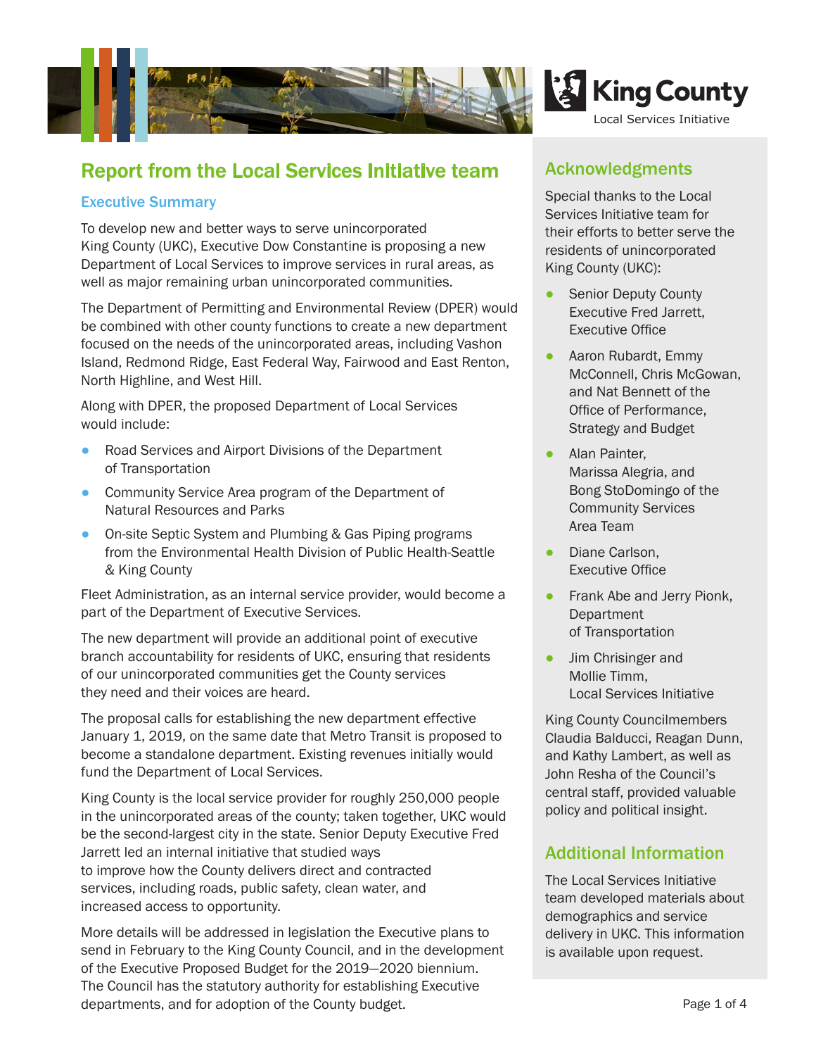King County

Local Services Initiative

# Report from the Local Services Initiative team

## Executive Summary

To develop new and better ways to serve unincorporated King County (UKC), Executive Dow Constantine is proposing a new Department of Local Services to improve services in rural areas, as well as major remaining urban unincorporated communities.

The Department of Permitting and Environmental Review (DPER) would be combined with other county functions to create a new department focused on the needs of the unincorporated areas, including Vashon Island, Redmond Ridge, East Federal Way, Fairwood and East Renton, North Highline, and West Hill.

Along with DPER, the proposed Department of Local Services would include:

- Road Services and Airport Divisions of the Department of Transportation
- Community Service Area program of the Department of Natural Resources and Parks
- On-site Septic System and Plumbing & Gas Piping programs from the Environmental Health Division of Public Health-Seattle & King County

Fleet Administration, as an internal service provider, would become a part of the Department of Executive Services.

The new department will provide an additional point of executive branch accountability for residents of UKC, ensuring that residents of our unincorporated communities get the County services they need and their voices are heard.

The proposal calls for establishing the new department effective January 1, 2019, on the same date that Metro Transit is proposed to become a standalone department. Existing revenues initially would fund the Department of Local Services.

King County is the local service provider for roughly 250,000 people in the unincorporated areas of the county; taken together, UKC would be the second-largest city in the state. Senior Deputy Executive Fred Jarrett led an internal initiative that studied ways to improve how the County delivers direct and contracted services, including roads, public safety, clean water, and increased access to opportunity.

More details will be addressed in legislation the Executive plans to send in February to the King County Council, and in the development of the Executive Proposed Budget for the 2019–2020 biennium. The Council has the statutory authority for establishing Executive departments, and for adoption of the County budget.

## Acknowledgments

Special thanks to the Local Services Initiative team for their efforts to better serve the residents of unincorporated King County (UKC):

- Senior Deputy County Executive Fred Jarrett, Executive Office
- Aaron Rubardt, Emmy McConnell, Chris McGowan, and Nat Bennett of the Office of Performance, Strategy and Budget
- Alan Painter, Marissa Alegria, and Bong StoDomingo of the Community Services Area Team
- Diane Carlson, Executive Office
- Frank Abe and Jerry Pionk, Department of Transportation
- Jim Chrisinger and Mollie Timm, Local Services Initiative

King County Councilmembers Claudia Balducci, Reagan Dunn, and Kathy Lambert, as well as John Resha of the Council's central staff, provided valuable policy and political insight.

## Additional Information

The Local Services Initiative team developed materials about demographics and service delivery in UKC. This information is available upon request.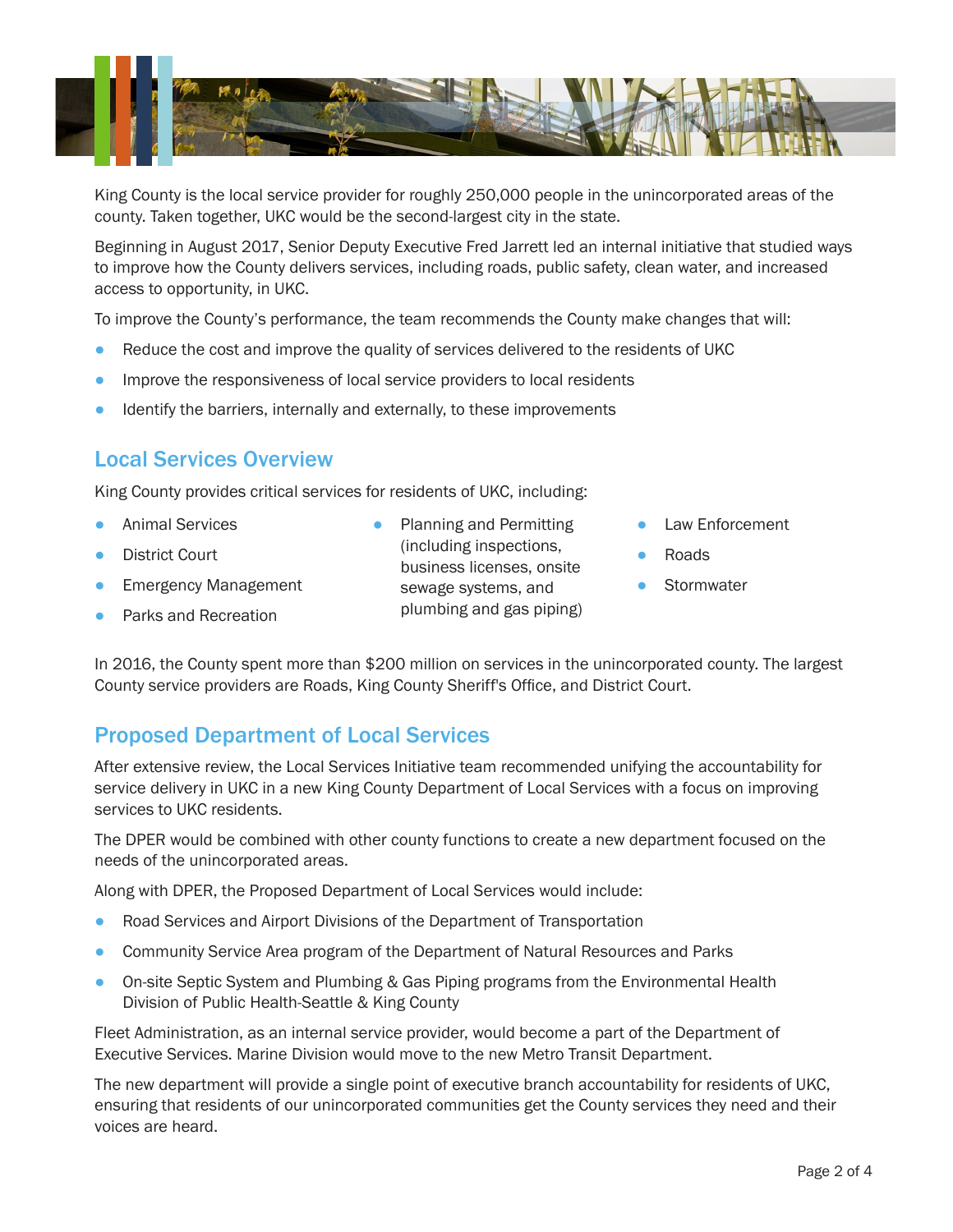King County is the local service provider for roughly 250,000 people in the unincorporated areas of the county. Taken together, UKC would be the second-largest city in the state.

Beginning in August 2017, Senior Deputy Executive Fred Jarrett led an internal initiative that studied ways to improve how the County delivers services, including roads, public safety, clean water, and increased access to opportunity, in UKC.

To improve the County's performance, the team recommends the County make changes that will:

- Reduce the cost and improve the quality of services delivered to the residents of UKC
- Improve the responsiveness of local service providers to local residents
- Identify the barriers, internally and externally, to these improvements

## Local Services Overview

King County provides critical services for residents of UKC, including:

- Animal Services
- District Court
- Emergency Management
- Parks and Recreation
- Planning and Permitting (including inspections, business licenses, onsite sewage systems, and plumbing and gas piping)
- Law Enforcement
- Roads
- Stormwater

In 2016, the County spent more than $200 million on services in the unincorporated county. The largest County service providers are Roads, King County Sheriff's Office, and District Court.

## Proposed Department of Local Services

After extensive review, the Local Services Initiative team recommended unifying the accountability for service delivery in UKC in a new King County Department of Local Services with a focus on improving services to UKC residents.

The DPER would be combined with other county functions to create a new department focused on the needs of the unincorporated areas.

Along with DPER, the Proposed Department of Local Services would include:

- Road Services and Airport Divisions of the Department of Transportation
- Community Service Area program of the Department of Natural Resources and Parks
- On-site Septic System and Plumbing & Gas Piping programs from the Environmental Health Division of Public Health-Seattle & King County

Fleet Administration, as an internal service provider, would become a part of the Department of Executive Services. Marine Division would move to the new Metro Transit Department.

The new department will provide a single point of executive branch accountability for residents of UKC, ensuring that residents of our unincorporated communities get the County services they need and their voices are heard.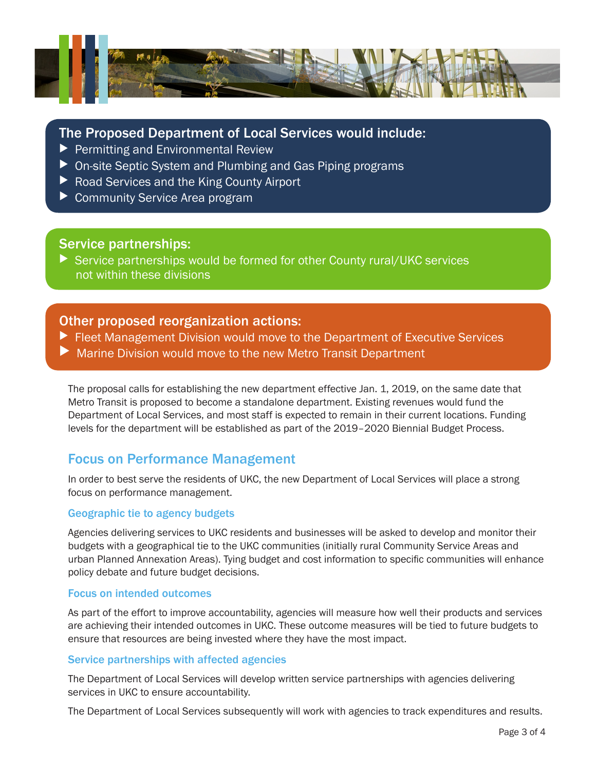### The Proposed Department of Local Services would include:

- Permitting and Environmental Review
- On-site Septic System and Plumbing and Gas Piping programs
- Road Services and the King County Airport
- Community Service Area program

### Service partnerships:

- Service partnerships would be formed for other County rural/UKC services not within these divisions

### Other proposed reorganization actions:

- Fleet Management Division would move to the Department of Executive Services
- Marine Division would move to the new Metro Transit Department

The proposal calls for establishing the new department effective Jan. 1, 2019, on the same date that Metro Transit is proposed to become a standalone department. Existing revenues would fund the Department of Local Services, and most staff is expected to remain in their current locations. Funding levels for the department will be established as part of the 2019–2020 Biennial Budget Process.

## Focus on Performance Management

In order to best serve the residents of UKC, the new Department of Local Services will place a strong focus on performance management.

### Geographic tie to agency budgets

Agencies delivering services to UKC residents and businesses will be asked to develop and monitor their budgets with a geographical tie to the UKC communities (initially rural Community Service Areas and urban Planned Annexation Areas). Tying budget and cost information to specific communities will enhance policy debate and future budget decisions.

### Focus on intended outcomes

As part of the effort to improve accountability, agencies will measure how well their products and services are achieving their intended outcomes in UKC. These outcome measures will be tied to future budgets to ensure that resources are being invested where they have the most impact.

### Service partnerships with affected agencies

The Department of Local Services will develop written service partnerships with agencies delivering services in UKC to ensure accountability.

The Department of Local Services subsequently will work with agencies to track expenditures and results.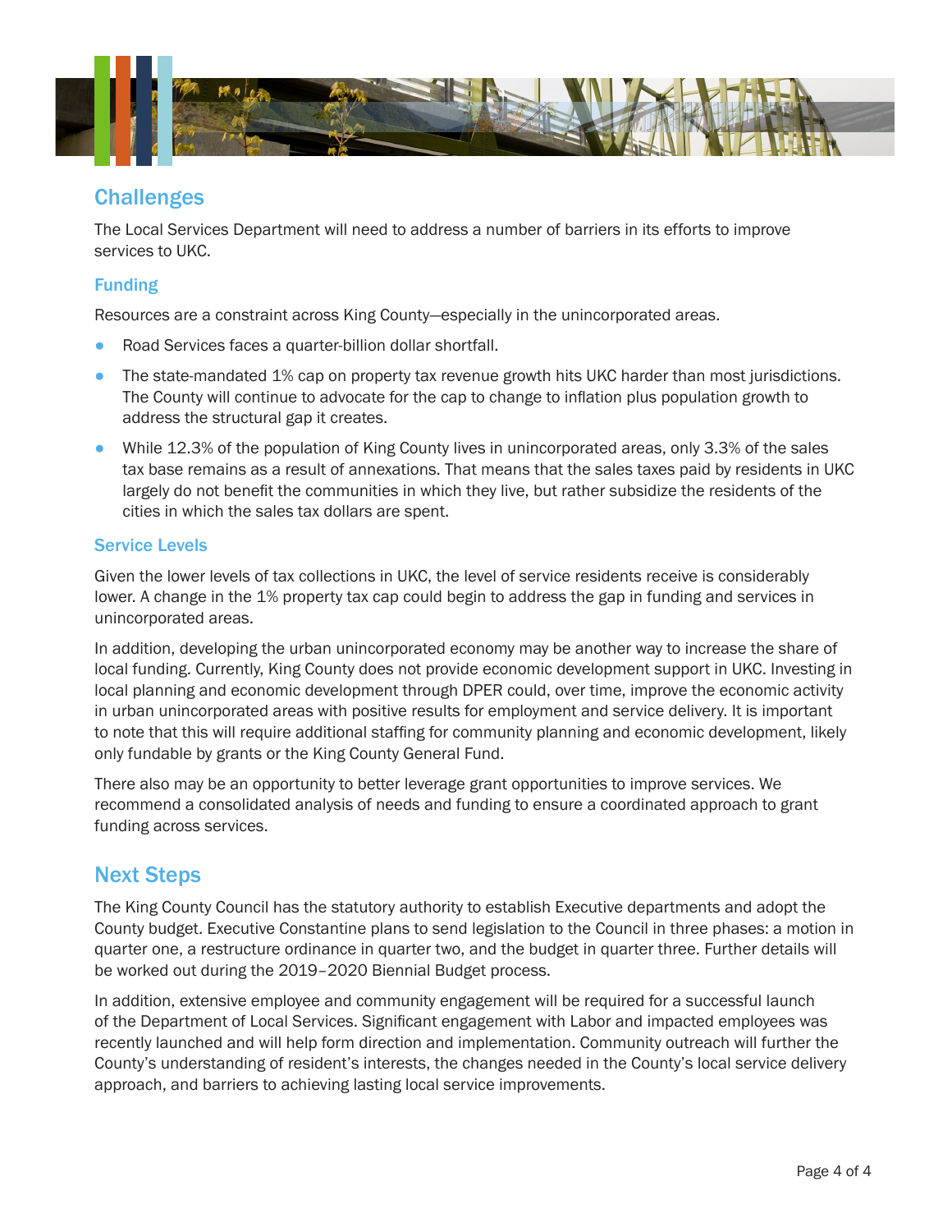## Challenges

The Local Services Department will need to address a number of barriers in its efforts to improve services to UKC.

### Funding

Resources are a constraint across King County—especially in the unincorporated areas.

- Road Services faces a quarter-billion dollar shortfall.
- The state-mandated 1% cap on property tax revenue growth hits UKC harder than most jurisdictions. The County will continue to advocate for the cap to change to inflation plus population growth to address the structural gap it creates.
- While 12.3% of the population of King County lives in unincorporated areas, only 3.3% of the sales tax base remains as a result of annexations. That means that the sales taxes paid by residents in UKC largely do not benefit the communities in which they live, but rather subsidize the residents of the cities in which the sales tax dollars are spent.

### Service Levels

Given the lower levels of tax collections in UKC, the level of service residents receive is considerably lower. A change in the 1% property tax cap could begin to address the gap in funding and services in unincorporated areas.

In addition, developing the urban unincorporated economy may be another way to increase the share of local funding. Currently, King County does not provide economic development support in UKC. Investing in local planning and economic development through DPER could, over time, improve the economic activity in urban unincorporated areas with positive results for employment and service delivery. It is important to note that this will require additional staffing for community planning and economic development, likely only fundable by grants or the King County General Fund.

There also may be an opportunity to better leverage grant opportunities to improve services. We recommend a consolidated analysis of needs and funding to ensure a coordinated approach to grant funding across services.

## Next Steps

The King County Council has the statutory authority to establish Executive departments and adopt the County budget. Executive Constantine plans to send legislation to the Council in three phases: a motion in quarter one, a restructure ordinance in quarter two, and the budget in quarter three. Further details will be worked out during the 2019–2020 Biennial Budget process.

In addition, extensive employee and community engagement will be required for a successful launch of the Department of Local Services. Significant engagement with Labor and impacted employees was recently launched and will help form direction and implementation. Community outreach will further the County's understanding of resident's interests, the changes needed in the County's local service delivery approach, and barriers to achieving lasting local service improvements.